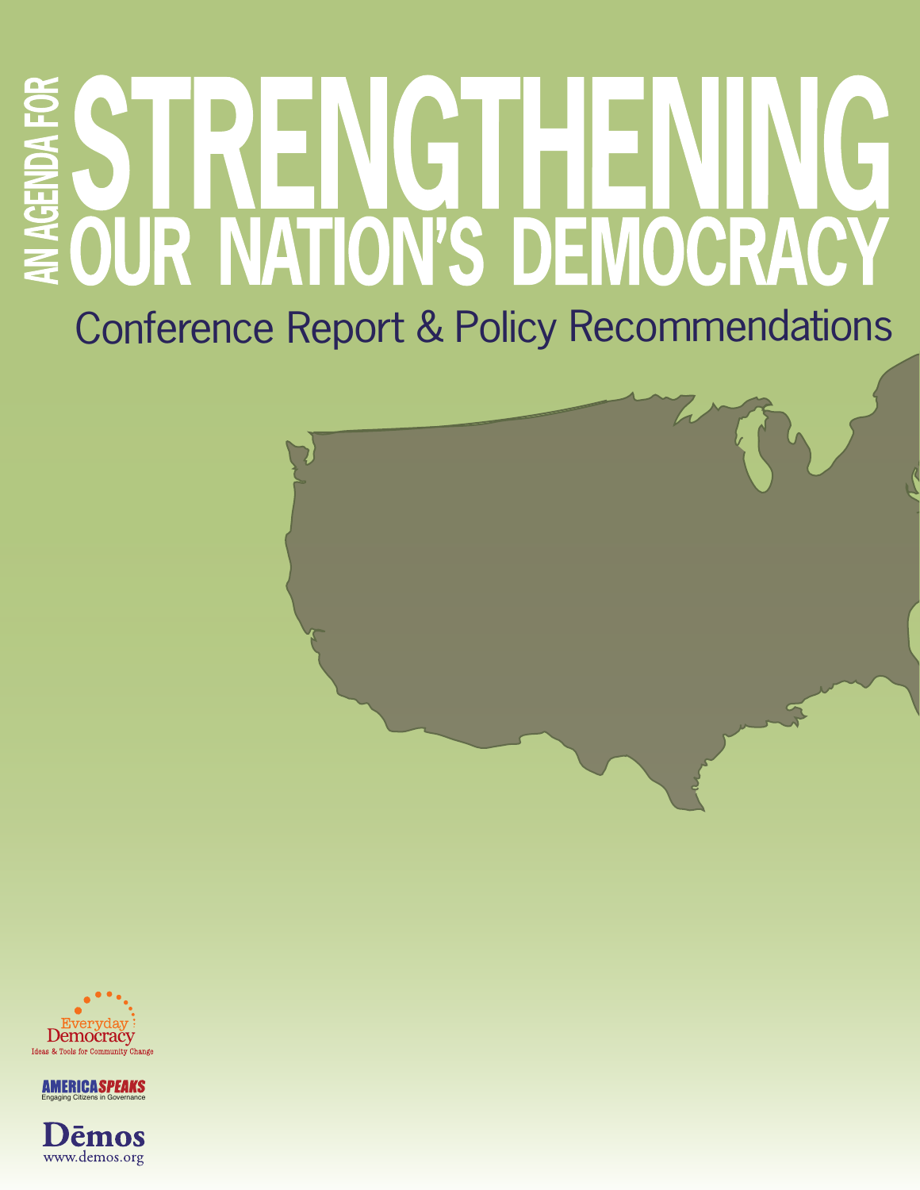# AN AGENDA FOR STRENGTHENING OUR NATION'S DEMOCRACY

## Conference Report & Policy Recommendations

Everyday Democracy
Ideas & Tools for Community Change

AMERICASPEAKS
Engaging Citizens in Governance

Dēmos
www.demos.org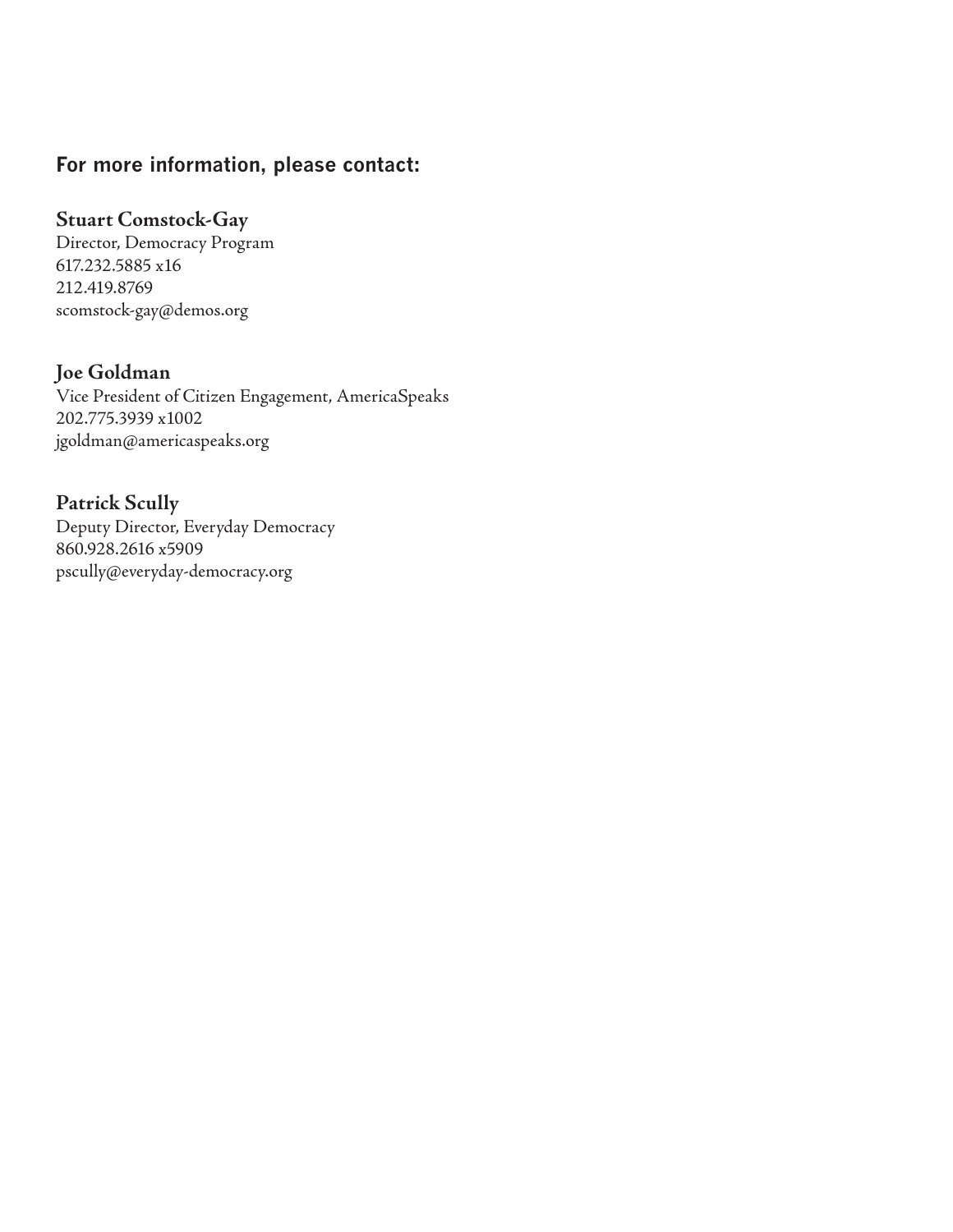## For more information, please contact:

**Stuart Comstock-Gay**
Director, Democracy Program
617.232.5885 x16
212.419.8769
scomstock-gay@demos.org

**Joe Goldman**
Vice President of Citizen Engagement, AmericaSpeaks
202.775.3939 x1002
jgoldman@americaspeaks.org

**Patrick Scully**
Deputy Director, Everyday Democracy
860.928.2616 x5909
pscully@everyday-democracy.org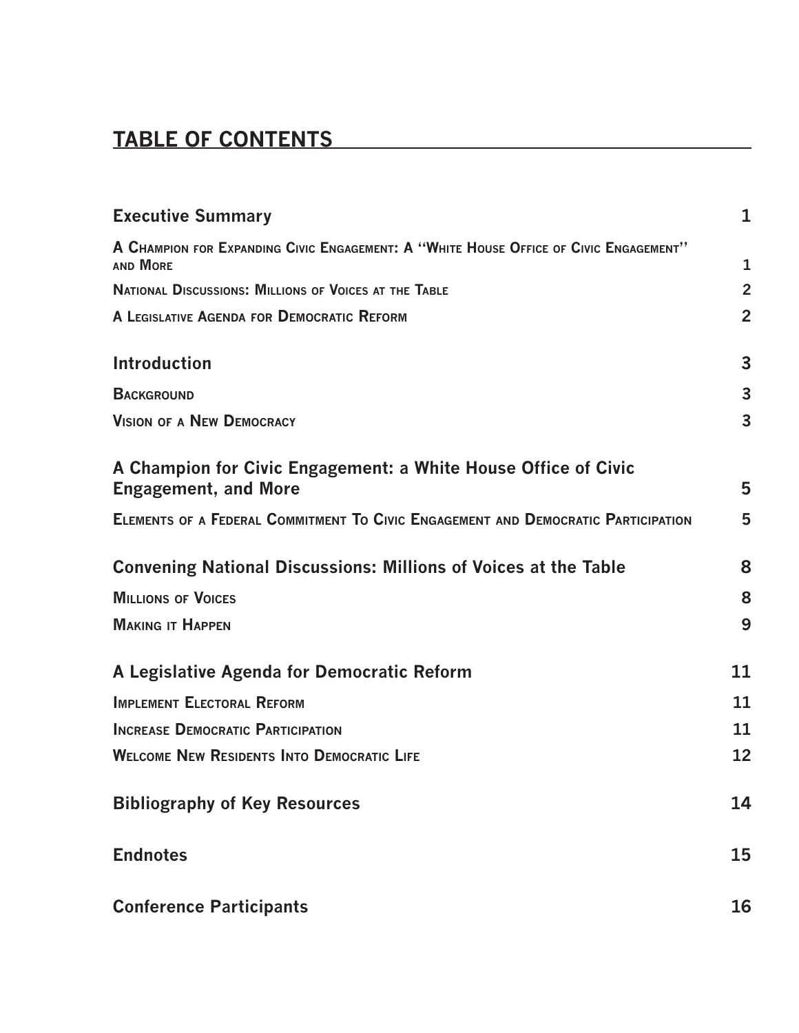## TABLE OF CONTENTS

| | |
|---|---|
| **Executive Summary** | 1 |
| A Champion for Expanding Civic Engagement: A "White House Office of Civic Engagement" and More | 1 |
| National Discussions: Millions of Voices at the Table | 2 |
| A Legislative Agenda for Democratic Reform | 2 |
| **Introduction** | 3 |
| Background | 3 |
| Vision of a New Democracy | 3 |
| **A Champion for Civic Engagement: a White House Office of Civic Engagement, and More** | 5 |
| Elements of a Federal Commitment To Civic Engagement and Democratic Participation | 5 |
| **Convening National Discussions: Millions of Voices at the Table** | 8 |
| Millions of Voices | 8 |
| Making it Happen | 9 |
| **A Legislative Agenda for Democratic Reform** | 11 |
| Implement Electoral Reform | 11 |
| Increase Democratic Participation | 11 |
| Welcome New Residents Into Democratic Life | 12 |
| **Bibliography of Key Resources** | 14 |
| **Endnotes** | 15 |
| **Conference Participants** | 16 |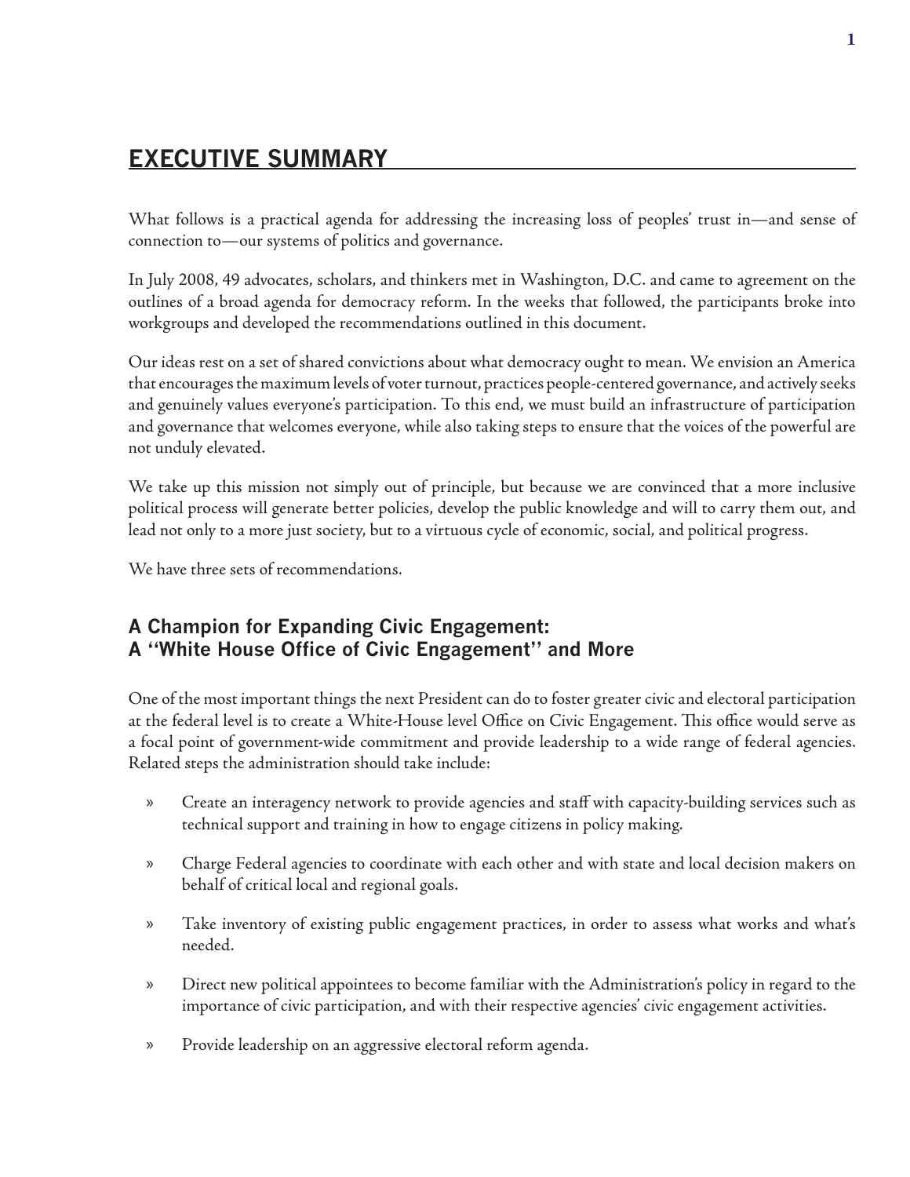## EXECUTIVE SUMMARY

What follows is a practical agenda for addressing the increasing loss of peoples' trust in—and sense of connection to—our systems of politics and governance.

In July 2008, 49 advocates, scholars, and thinkers met in Washington, D.C. and came to agreement on the outlines of a broad agenda for democracy reform. In the weeks that followed, the participants broke into workgroups and developed the recommendations outlined in this document.

Our ideas rest on a set of shared convictions about what democracy ought to mean. We envision an America that encourages the maximum levels of voter turnout, practices people-centered governance, and actively seeks and genuinely values everyone's participation. To this end, we must build an infrastructure of participation and governance that welcomes everyone, while also taking steps to ensure that the voices of the powerful are not unduly elevated.

We take up this mission not simply out of principle, but because we are convinced that a more inclusive political process will generate better policies, develop the public knowledge and will to carry them out, and lead not only to a more just society, but to a virtuous cycle of economic, social, and political progress.

We have three sets of recommendations.

### A Champion for Expanding Civic Engagement: A "White House Office of Civic Engagement" and More

One of the most important things the next President can do to foster greater civic and electoral participation at the federal level is to create a White-House level Office on Civic Engagement. This office would serve as a focal point of government-wide commitment and provide leadership to a wide range of federal agencies. Related steps the administration should take include:

- Create an interagency network to provide agencies and staff with capacity-building services such as technical support and training in how to engage citizens in policy making.
- Charge Federal agencies to coordinate with each other and with state and local decision makers on behalf of critical local and regional goals.
- Take inventory of existing public engagement practices, in order to assess what works and what's needed.
- Direct new political appointees to become familiar with the Administration's policy in regard to the importance of civic participation, and with their respective agencies' civic engagement activities.
- Provide leadership on an aggressive electoral reform agenda.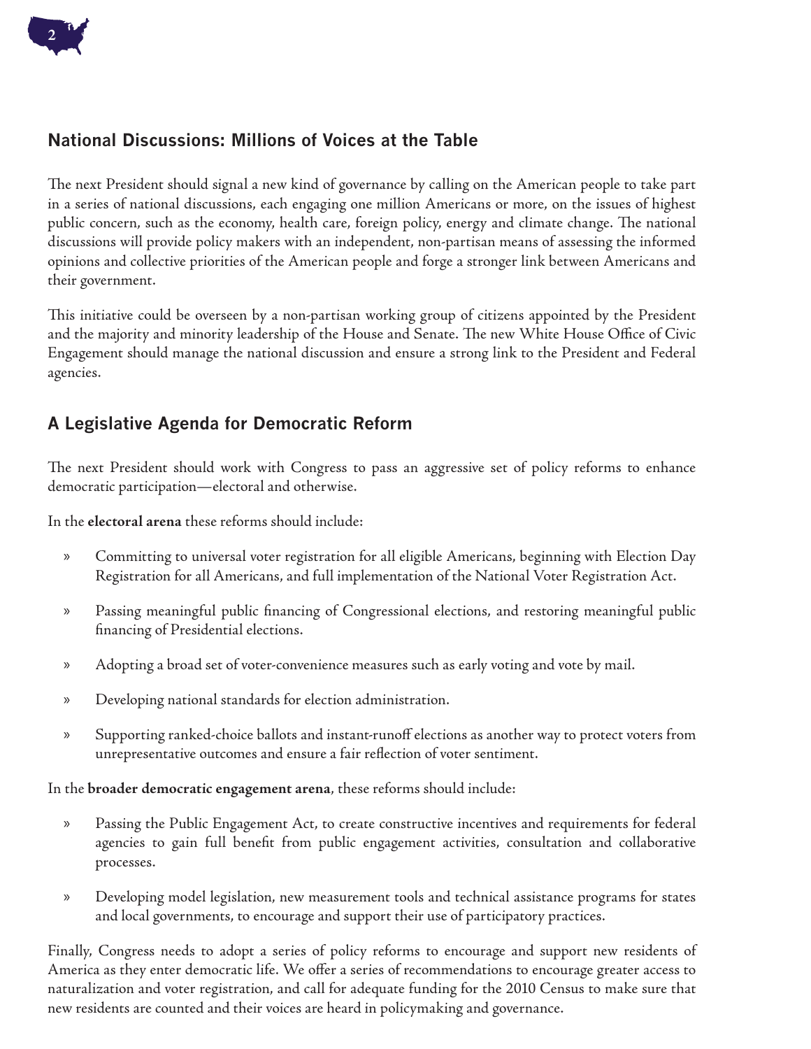## National Discussions: Millions of Voices at the Table

The next President should signal a new kind of governance by calling on the American people to take part in a series of national discussions, each engaging one million Americans or more, on the issues of highest public concern, such as the economy, health care, foreign policy, energy and climate change. The national discussions will provide policy makers with an independent, non-partisan means of assessing the informed opinions and collective priorities of the American people and forge a stronger link between Americans and their government.

This initiative could be overseen by a non-partisan working group of citizens appointed by the President and the majority and minority leadership of the House and Senate. The new White House Office of Civic Engagement should manage the national discussion and ensure a strong link to the President and Federal agencies.

## A Legislative Agenda for Democratic Reform

The next President should work with Congress to pass an aggressive set of policy reforms to enhance democratic participation—electoral and otherwise.

In the **electoral arena** these reforms should include:

- Committing to universal voter registration for all eligible Americans, beginning with Election Day Registration for all Americans, and full implementation of the National Voter Registration Act.
- Passing meaningful public financing of Congressional elections, and restoring meaningful public financing of Presidential elections.
- Adopting a broad set of voter-convenience measures such as early voting and vote by mail.
- Developing national standards for election administration.
- Supporting ranked-choice ballots and instant-runoff elections as another way to protect voters from unrepresentative outcomes and ensure a fair reflection of voter sentiment.

In the **broader democratic engagement arena**, these reforms should include:

- Passing the Public Engagement Act, to create constructive incentives and requirements for federal agencies to gain full benefit from public engagement activities, consultation and collaborative processes.
- Developing model legislation, new measurement tools and technical assistance programs for states and local governments, to encourage and support their use of participatory practices.

Finally, Congress needs to adopt a series of policy reforms to encourage and support new residents of America as they enter democratic life. We offer a series of recommendations to encourage greater access to naturalization and voter registration, and call for adequate funding for the 2010 Census to make sure that new residents are counted and their voices are heard in policymaking and governance.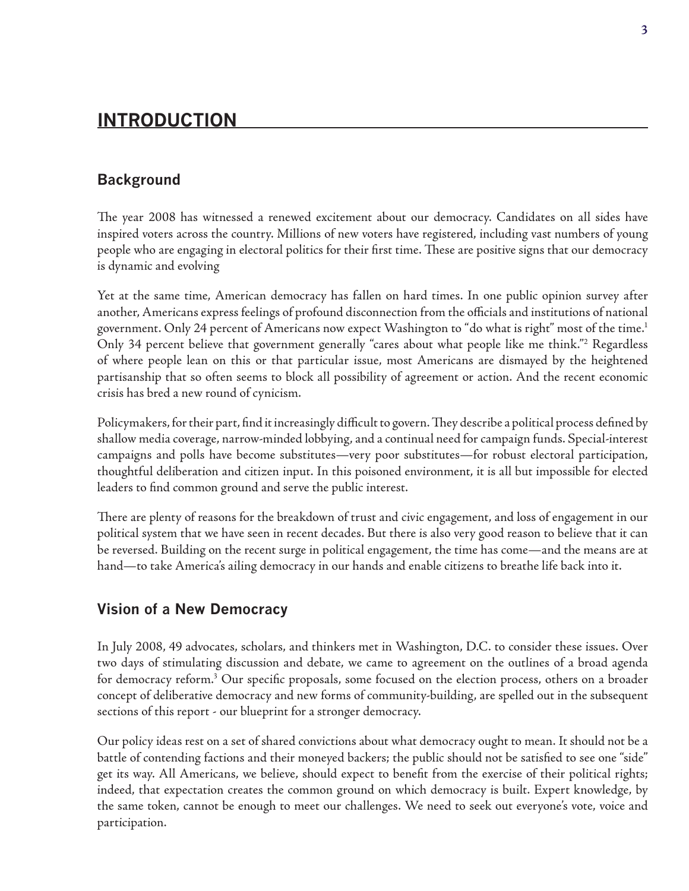# INTRODUCTION

## Background

The year 2008 has witnessed a renewed excitement about our democracy. Candidates on all sides have inspired voters across the country. Millions of new voters have registered, including vast numbers of young people who are engaging in electoral politics for their first time. These are positive signs that our democracy is dynamic and evolving

Yet at the same time, American democracy has fallen on hard times. In one public opinion survey after another, Americans express feelings of profound disconnection from the officials and institutions of national government. Only 24 percent of Americans now expect Washington to "do what is right" most of the time.[1] Only 34 percent believe that government generally "cares about what people like me think."[2] Regardless of where people lean on this or that particular issue, most Americans are dismayed by the heightened partisanship that so often seems to block all possibility of agreement or action. And the recent economic crisis has bred a new round of cynicism.

Policymakers, for their part, find it increasingly difficult to govern. They describe a political process defined by shallow media coverage, narrow-minded lobbying, and a continual need for campaign funds. Special-interest campaigns and polls have become substitutes—very poor substitutes—for robust electoral participation, thoughtful deliberation and citizen input. In this poisoned environment, it is all but impossible for elected leaders to find common ground and serve the public interest.

There are plenty of reasons for the breakdown of trust and civic engagement, and loss of engagement in our political system that we have seen in recent decades. But there is also very good reason to believe that it can be reversed. Building on the recent surge in political engagement, the time has come—and the means are at hand—to take America's ailing democracy in our hands and enable citizens to breathe life back into it.

## Vision of a New Democracy

In July 2008, 49 advocates, scholars, and thinkers met in Washington, D.C. to consider these issues. Over two days of stimulating discussion and debate, we came to agreement on the outlines of a broad agenda for democracy reform.[3] Our specific proposals, some focused on the election process, others on a broader concept of deliberative democracy and new forms of community-building, are spelled out in the subsequent sections of this report - our blueprint for a stronger democracy.

Our policy ideas rest on a set of shared convictions about what democracy ought to mean. It should not be a battle of contending factions and their moneyed backers; the public should not be satisfied to see one "side" get its way. All Americans, we believe, should expect to benefit from the exercise of their political rights; indeed, that expectation creates the common ground on which democracy is built. Expert knowledge, by the same token, cannot be enough to meet our challenges. We need to seek out everyone's vote, voice and participation.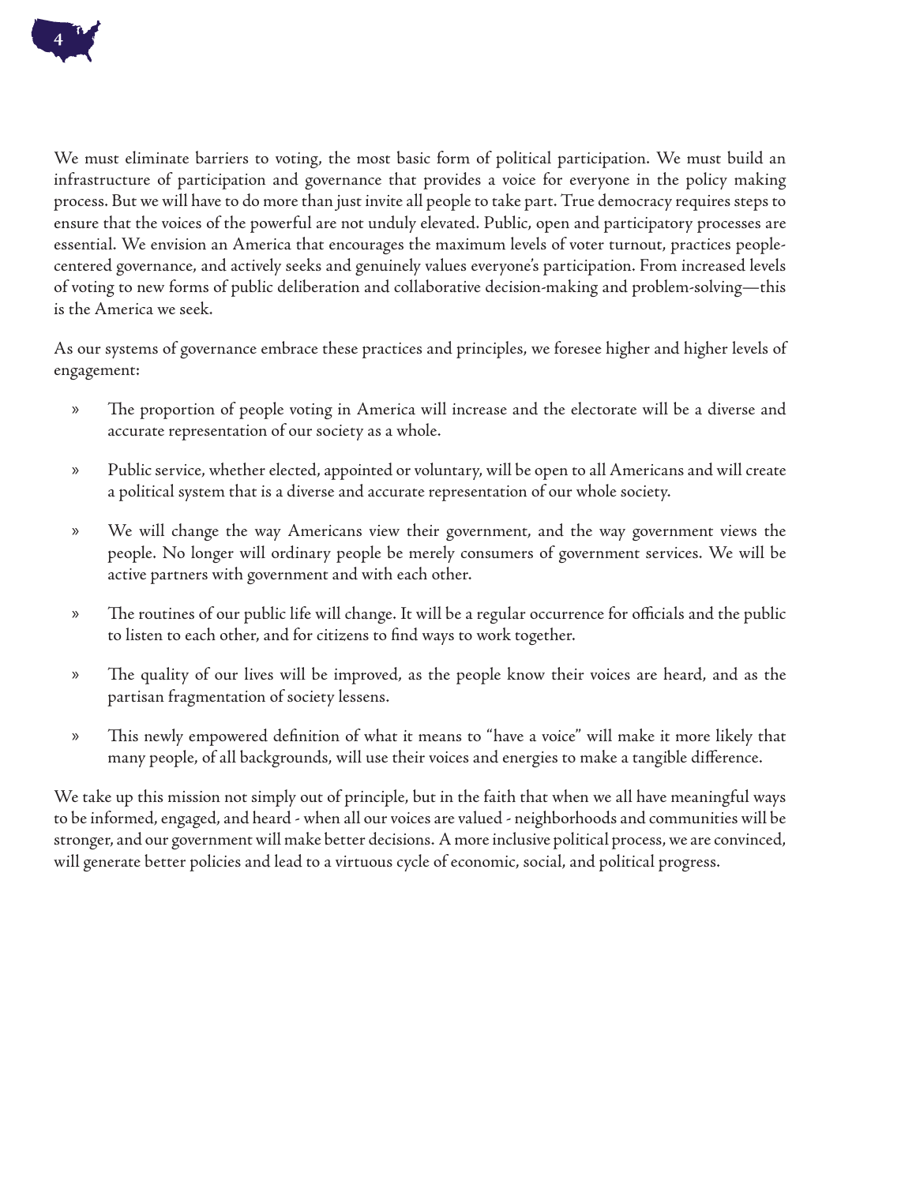We must eliminate barriers to voting, the most basic form of political participation. We must build an infrastructure of participation and governance that provides a voice for everyone in the policy making process. But we will have to do more than just invite all people to take part. True democracy requires steps to ensure that the voices of the powerful are not unduly elevated. Public, open and participatory processes are essential. We envision an America that encourages the maximum levels of voter turnout, practices people-centered governance, and actively seeks and genuinely values everyone's participation. From increased levels of voting to new forms of public deliberation and collaborative decision-making and problem-solving—this is the America we seek.

As our systems of governance embrace these practices and principles, we foresee higher and higher levels of engagement:

» The proportion of people voting in America will increase and the electorate will be a diverse and accurate representation of our society as a whole.

» Public service, whether elected, appointed or voluntary, will be open to all Americans and will create a political system that is a diverse and accurate representation of our whole society.

» We will change the way Americans view their government, and the way government views the people. No longer will ordinary people be merely consumers of government services. We will be active partners with government and with each other.

» The routines of our public life will change. It will be a regular occurrence for officials and the public to listen to each other, and for citizens to find ways to work together.

» The quality of our lives will be improved, as the people know their voices are heard, and as the partisan fragmentation of society lessens.

» This newly empowered definition of what it means to "have a voice" will make it more likely that many people, of all backgrounds, will use their voices and energies to make a tangible difference.

We take up this mission not simply out of principle, but in the faith that when we all have meaningful ways to be informed, engaged, and heard - when all our voices are valued - neighborhoods and communities will be stronger, and our government will make better decisions. A more inclusive political process, we are convinced, will generate better policies and lead to a virtuous cycle of economic, social, and political progress.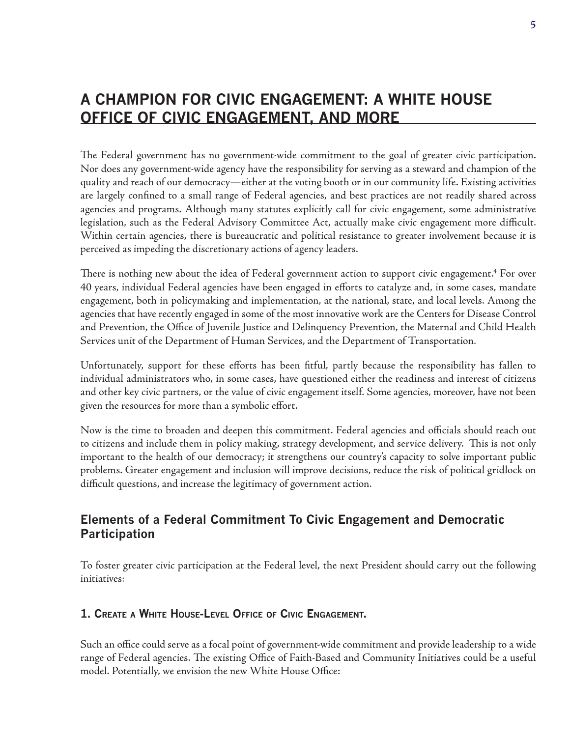# A CHAMPION FOR CIVIC ENGAGEMENT: A WHITE HOUSE OFFICE OF CIVIC ENGAGEMENT, AND MORE

The Federal government has no government-wide commitment to the goal of greater civic participation. Nor does any government-wide agency have the responsibility for serving as a steward and champion of the quality and reach of our democracy—either at the voting booth or in our community life. Existing activities are largely confined to a small range of Federal agencies, and best practices are not readily shared across agencies and programs. Although many statutes explicitly call for civic engagement, some administrative legislation, such as the Federal Advisory Committee Act, actually make civic engagement more difficult. Within certain agencies, there is bureaucratic and political resistance to greater involvement because it is perceived as impeding the discretionary actions of agency leaders.

There is nothing new about the idea of Federal government action to support civic engagement.[4] For over 40 years, individual Federal agencies have been engaged in efforts to catalyze and, in some cases, mandate engagement, both in policymaking and implementation, at the national, state, and local levels. Among the agencies that have recently engaged in some of the most innovative work are the Centers for Disease Control and Prevention, the Office of Juvenile Justice and Delinquency Prevention, the Maternal and Child Health Services unit of the Department of Human Services, and the Department of Transportation.

Unfortunately, support for these efforts has been fitful, partly because the responsibility has fallen to individual administrators who, in some cases, have questioned either the readiness and interest of citizens and other key civic partners, or the value of civic engagement itself. Some agencies, moreover, have not been given the resources for more than a symbolic effort.

Now is the time to broaden and deepen this commitment. Federal agencies and officials should reach out to citizens and include them in policy making, strategy development, and service delivery. This is not only important to the health of our democracy; it strengthens our country's capacity to solve important public problems. Greater engagement and inclusion will improve decisions, reduce the risk of political gridlock on difficult questions, and increase the legitimacy of government action.

## Elements of a Federal Commitment To Civic Engagement and Democratic Participation

To foster greater civic participation at the Federal level, the next President should carry out the following initiatives:

### 1. Create a White House-Level Office of Civic Engagement.

Such an office could serve as a focal point of government-wide commitment and provide leadership to a wide range of Federal agencies. The existing Office of Faith-Based and Community Initiatives could be a useful model. Potentially, we envision the new White House Office: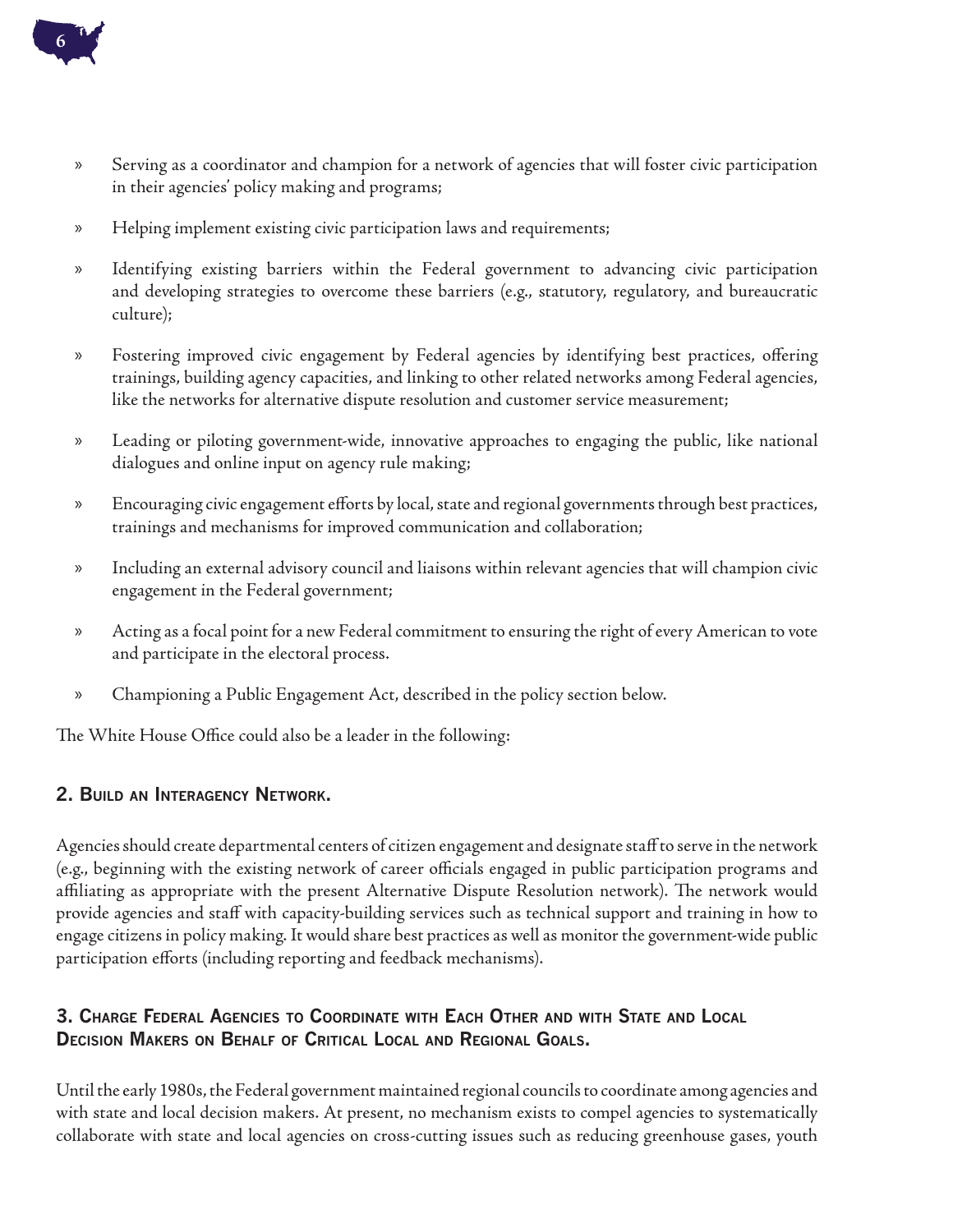- Serving as a coordinator and champion for a network of agencies that will foster civic participation in their agencies' policy making and programs;
- Helping implement existing civic participation laws and requirements;
- Identifying existing barriers within the Federal government to advancing civic participation and developing strategies to overcome these barriers (e.g., statutory, regulatory, and bureaucratic culture);
- Fostering improved civic engagement by Federal agencies by identifying best practices, offering trainings, building agency capacities, and linking to other related networks among Federal agencies, like the networks for alternative dispute resolution and customer service measurement;
- Leading or piloting government-wide, innovative approaches to engaging the public, like national dialogues and online input on agency rule making;
- Encouraging civic engagement efforts by local, state and regional governments through best practices, trainings and mechanisms for improved communication and collaboration;
- Including an external advisory council and liaisons within relevant agencies that will champion civic engagement in the Federal government;
- Acting as a focal point for a new Federal commitment to ensuring the right of every American to vote and participate in the electoral process.
- Championing a Public Engagement Act, described in the policy section below.

The White House Office could also be a leader in the following:

## 2. Build an Interagency Network.

Agencies should create departmental centers of citizen engagement and designate staff to serve in the network (e.g., beginning with the existing network of career officials engaged in public participation programs and affiliating as appropriate with the present Alternative Dispute Resolution network). The network would provide agencies and staff with capacity-building services such as technical support and training in how to engage citizens in policy making. It would share best practices as well as monitor the government-wide public participation efforts (including reporting and feedback mechanisms).

## 3. Charge Federal Agencies to Coordinate with Each Other and with State and Local Decision Makers on Behalf of Critical Local and Regional Goals.

Until the early 1980s, the Federal government maintained regional councils to coordinate among agencies and with state and local decision makers. At present, no mechanism exists to compel agencies to systematically collaborate with state and local agencies on cross-cutting issues such as reducing greenhouse gases, youth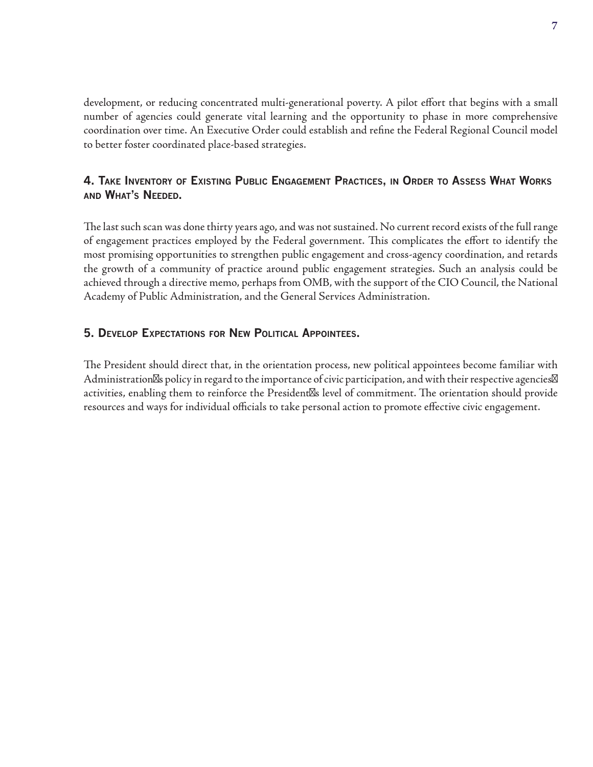development, or reducing concentrated multi-generational poverty. A pilot effort that begins with a small number of agencies could generate vital learning and the opportunity to phase in more comprehensive coordination over time. An Executive Order could establish and refine the Federal Regional Council model to better foster coordinated place-based strategies.

### 4. Take Inventory of Existing Public Engagement Practices, in Order to Assess What Works and What's Needed.

The last such scan was done thirty years ago, and was not sustained. No current record exists of the full range of engagement practices employed by the Federal government. This complicates the effort to identify the most promising opportunities to strengthen public engagement and cross-agency coordination, and retards the growth of a community of practice around public engagement strategies. Such an analysis could be achieved through a directive memo, perhaps from OMB, with the support of the CIO Council, the National Academy of Public Administration, and the General Services Administration.

### 5. Develop Expectations for New Political Appointees.

The President should direct that, in the orientation process, new political appointees become familiar with Administration's policy in regard to the importance of civic participation, and with their respective agencies' activities, enabling them to reinforce the President's level of commitment. The orientation should provide resources and ways for individual officials to take personal action to promote effective civic engagement.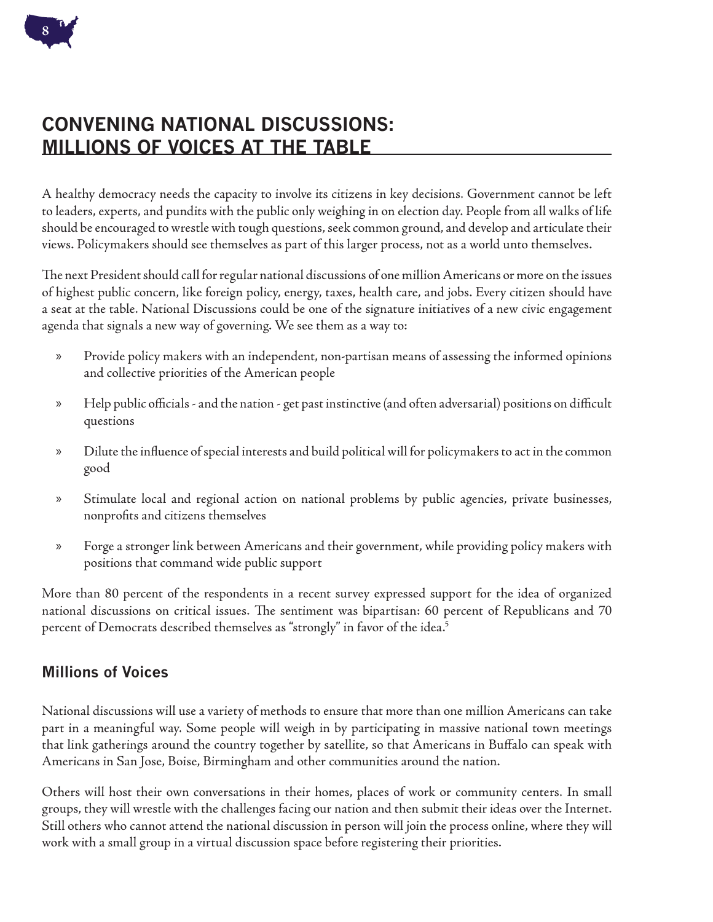## CONVENING NATIONAL DISCUSSIONS: MILLIONS OF VOICES AT THE TABLE

A healthy democracy needs the capacity to involve its citizens in key decisions. Government cannot be left to leaders, experts, and pundits with the public only weighing in on election day. People from all walks of life should be encouraged to wrestle with tough questions, seek common ground, and develop and articulate their views. Policymakers should see themselves as part of this larger process, not as a world unto themselves.

The next President should call for regular national discussions of one million Americans or more on the issues of highest public concern, like foreign policy, energy, taxes, health care, and jobs. Every citizen should have a seat at the table. National Discussions could be one of the signature initiatives of a new civic engagement agenda that signals a new way of governing. We see them as a way to:

- Provide policy makers with an independent, non-partisan means of assessing the informed opinions and collective priorities of the American people
- Help public officials - and the nation - get past instinctive (and often adversarial) positions on difficult questions
- Dilute the influence of special interests and build political will for policymakers to act in the common good
- Stimulate local and regional action on national problems by public agencies, private businesses, nonprofits and citizens themselves
- Forge a stronger link between Americans and their government, while providing policy makers with positions that command wide public support

More than 80 percent of the respondents in a recent survey expressed support for the idea of organized national discussions on critical issues. The sentiment was bipartisan: 60 percent of Republicans and 70 percent of Democrats described themselves as "strongly" in favor of the idea.[5]

### Millions of Voices

National discussions will use a variety of methods to ensure that more than one million Americans can take part in a meaningful way. Some people will weigh in by participating in massive national town meetings that link gatherings around the country together by satellite, so that Americans in Buffalo can speak with Americans in San Jose, Boise, Birmingham and other communities around the nation.

Others will host their own conversations in their homes, places of work or community centers. In small groups, they will wrestle with the challenges facing our nation and then submit their ideas over the Internet. Still others who cannot attend the national discussion in person will join the process online, where they will work with a small group in a virtual discussion space before registering their priorities.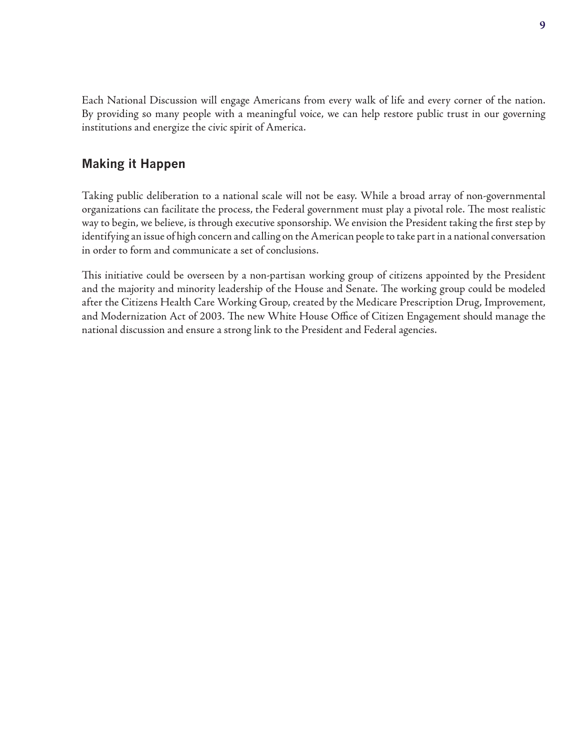Each National Discussion will engage Americans from every walk of life and every corner of the nation. By providing so many people with a meaningful voice, we can help restore public trust in our governing institutions and energize the civic spirit of America.

## Making it Happen

Taking public deliberation to a national scale will not be easy. While a broad array of non-governmental organizations can facilitate the process, the Federal government must play a pivotal role. The most realistic way to begin, we believe, is through executive sponsorship. We envision the President taking the first step by identifying an issue of high concern and calling on the American people to take part in a national conversation in order to form and communicate a set of conclusions.

This initiative could be overseen by a non-partisan working group of citizens appointed by the President and the majority and minority leadership of the House and Senate. The working group could be modeled after the Citizens Health Care Working Group, created by the Medicare Prescription Drug, Improvement, and Modernization Act of 2003. The new White House Office of Citizen Engagement should manage the national discussion and ensure a strong link to the President and Federal agencies.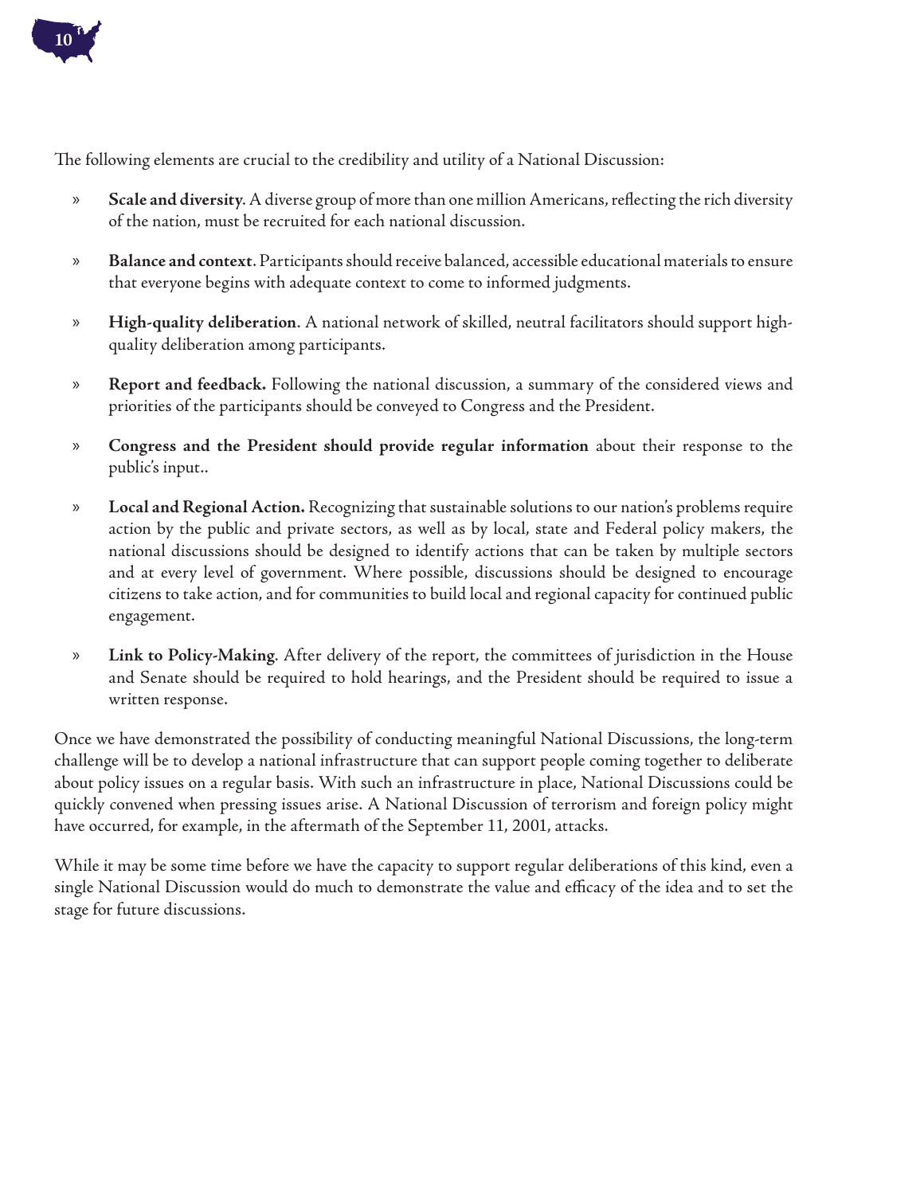The following elements are crucial to the credibility and utility of a National Discussion:

- **Scale and diversity**. A diverse group of more than one million Americans, reflecting the rich diversity of the nation, must be recruited for each national discussion.
- **Balance and context**. Participants should receive balanced, accessible educational materials to ensure that everyone begins with adequate context to come to informed judgments.
- **High-quality deliberation**. A national network of skilled, neutral facilitators should support high-quality deliberation among participants.
- **Report and feedback.** Following the national discussion, a summary of the considered views and priorities of the participants should be conveyed to Congress and the President.
- **Congress and the President should provide regular information** about their response to the public's input..
- **Local and Regional Action.** Recognizing that sustainable solutions to our nation's problems require action by the public and private sectors, as well as by local, state and Federal policy makers, the national discussions should be designed to identify actions that can be taken by multiple sectors and at every level of government. Where possible, discussions should be designed to encourage citizens to take action, and for communities to build local and regional capacity for continued public engagement.
- **Link to Policy-Making**. After delivery of the report, the committees of jurisdiction in the House and Senate should be required to hold hearings, and the President should be required to issue a written response.

Once we have demonstrated the possibility of conducting meaningful National Discussions, the long-term challenge will be to develop a national infrastructure that can support people coming together to deliberate about policy issues on a regular basis. With such an infrastructure in place, National Discussions could be quickly convened when pressing issues arise. A National Discussion of terrorism and foreign policy might have occurred, for example, in the aftermath of the September 11, 2001, attacks.

While it may be some time before we have the capacity to support regular deliberations of this kind, even a single National Discussion would do much to demonstrate the value and efficacy of the idea and to set the stage for future discussions.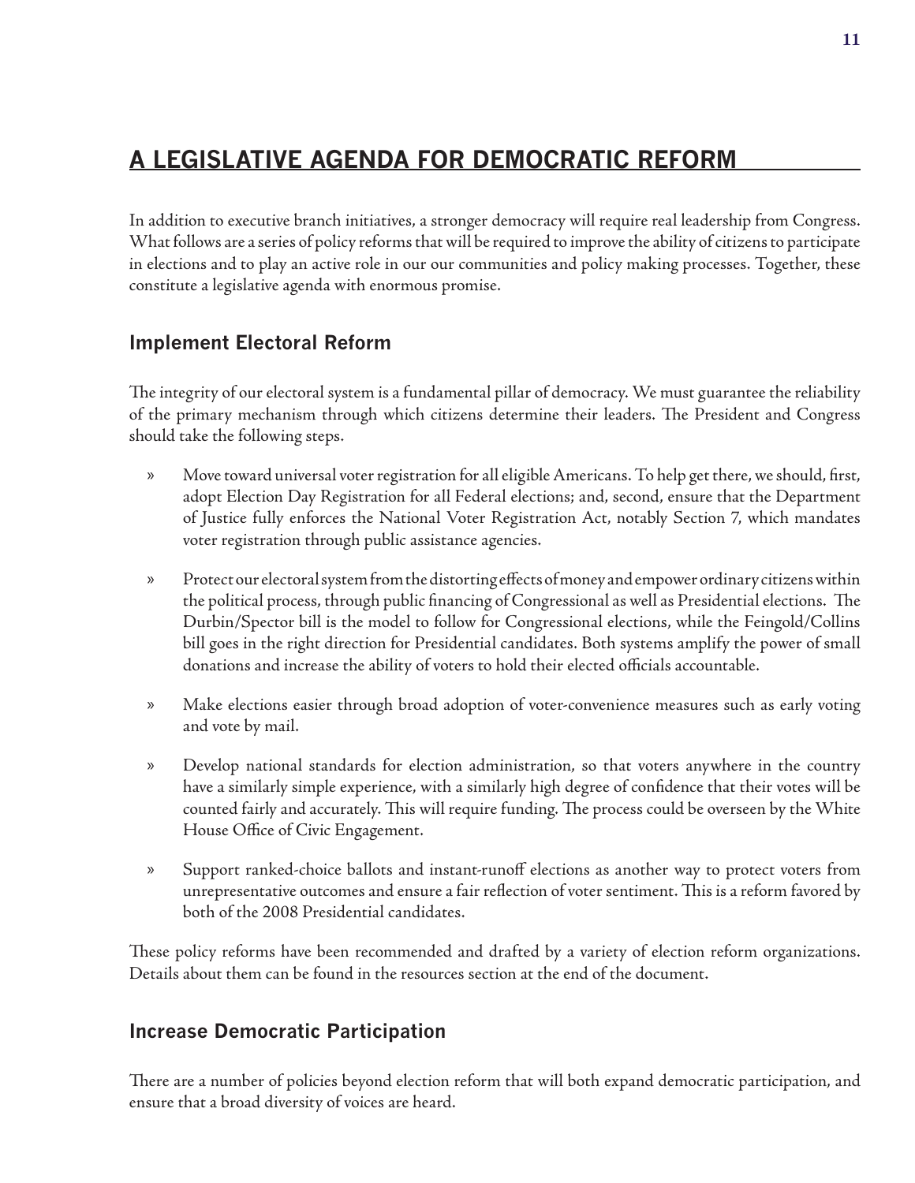# A LEGISLATIVE AGENDA FOR DEMOCRATIC REFORM

In addition to executive branch initiatives, a stronger democracy will require real leadership from Congress. What follows are a series of policy reforms that will be required to improve the ability of citizens to participate in elections and to play an active role in our our communities and policy making processes. Together, these constitute a legislative agenda with enormous promise.

## Implement Electoral Reform

The integrity of our electoral system is a fundamental pillar of democracy. We must guarantee the reliability of the primary mechanism through which citizens determine their leaders. The President and Congress should take the following steps.

» Move toward universal voter registration for all eligible Americans. To help get there, we should, first, adopt Election Day Registration for all Federal elections; and, second, ensure that the Department of Justice fully enforces the National Voter Registration Act, notably Section 7, which mandates voter registration through public assistance agencies.

» Protect our electoral system from the distorting effects of money and empower ordinary citizens within the political process, through public financing of Congressional as well as Presidential elections. The Durbin/Spector bill is the model to follow for Congressional elections, while the Feingold/Collins bill goes in the right direction for Presidential candidates. Both systems amplify the power of small donations and increase the ability of voters to hold their elected officials accountable.

» Make elections easier through broad adoption of voter-convenience measures such as early voting and vote by mail.

» Develop national standards for election administration, so that voters anywhere in the country have a similarly simple experience, with a similarly high degree of confidence that their votes will be counted fairly and accurately. This will require funding. The process could be overseen by the White House Office of Civic Engagement.

» Support ranked-choice ballots and instant-runoff elections as another way to protect voters from unrepresentative outcomes and ensure a fair reflection of voter sentiment. This is a reform favored by both of the 2008 Presidential candidates.

These policy reforms have been recommended and drafted by a variety of election reform organizations. Details about them can be found in the resources section at the end of the document.

## Increase Democratic Participation

There are a number of policies beyond election reform that will both expand democratic participation, and ensure that a broad diversity of voices are heard.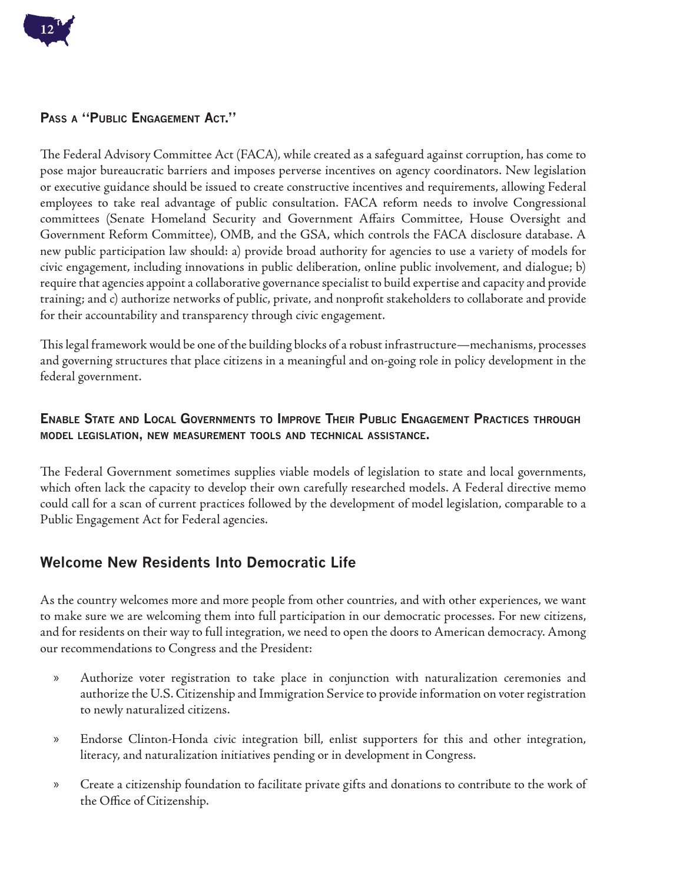### Pass a "Public Engagement Act."

The Federal Advisory Committee Act (FACA), while created as a safeguard against corruption, has come to pose major bureaucratic barriers and imposes perverse incentives on agency coordinators. New legislation or executive guidance should be issued to create constructive incentives and requirements, allowing Federal employees to take real advantage of public consultation. FACA reform needs to involve Congressional committees (Senate Homeland Security and Government Affairs Committee, House Oversight and Government Reform Committee), OMB, and the GSA, which controls the FACA disclosure database. A new public participation law should: a) provide broad authority for agencies to use a variety of models for civic engagement, including innovations in public deliberation, online public involvement, and dialogue; b) require that agencies appoint a collaborative governance specialist to build expertise and capacity and provide training; and c) authorize networks of public, private, and nonprofit stakeholders to collaborate and provide for their accountability and transparency through civic engagement.

This legal framework would be one of the building blocks of a robust infrastructure—mechanisms, processes and governing structures that place citizens in a meaningful and on-going role in policy development in the federal government.

### Enable State and Local Governments to Improve Their Public Engagement Practices through model legislation, new measurement tools and technical assistance.

The Federal Government sometimes supplies viable models of legislation to state and local governments, which often lack the capacity to develop their own carefully researched models. A Federal directive memo could call for a scan of current practices followed by the development of model legislation, comparable to a Public Engagement Act for Federal agencies.

## Welcome New Residents Into Democratic Life

As the country welcomes more and more people from other countries, and with other experiences, we want to make sure we are welcoming them into full participation in our democratic processes. For new citizens, and for residents on their way to full integration, we need to open the doors to American democracy. Among our recommendations to Congress and the President:

- Authorize voter registration to take place in conjunction with naturalization ceremonies and authorize the U.S. Citizenship and Immigration Service to provide information on voter registration to newly naturalized citizens.
- Endorse Clinton-Honda civic integration bill, enlist supporters for this and other integration, literacy, and naturalization initiatives pending or in development in Congress.
- Create a citizenship foundation to facilitate private gifts and donations to contribute to the work of the Office of Citizenship.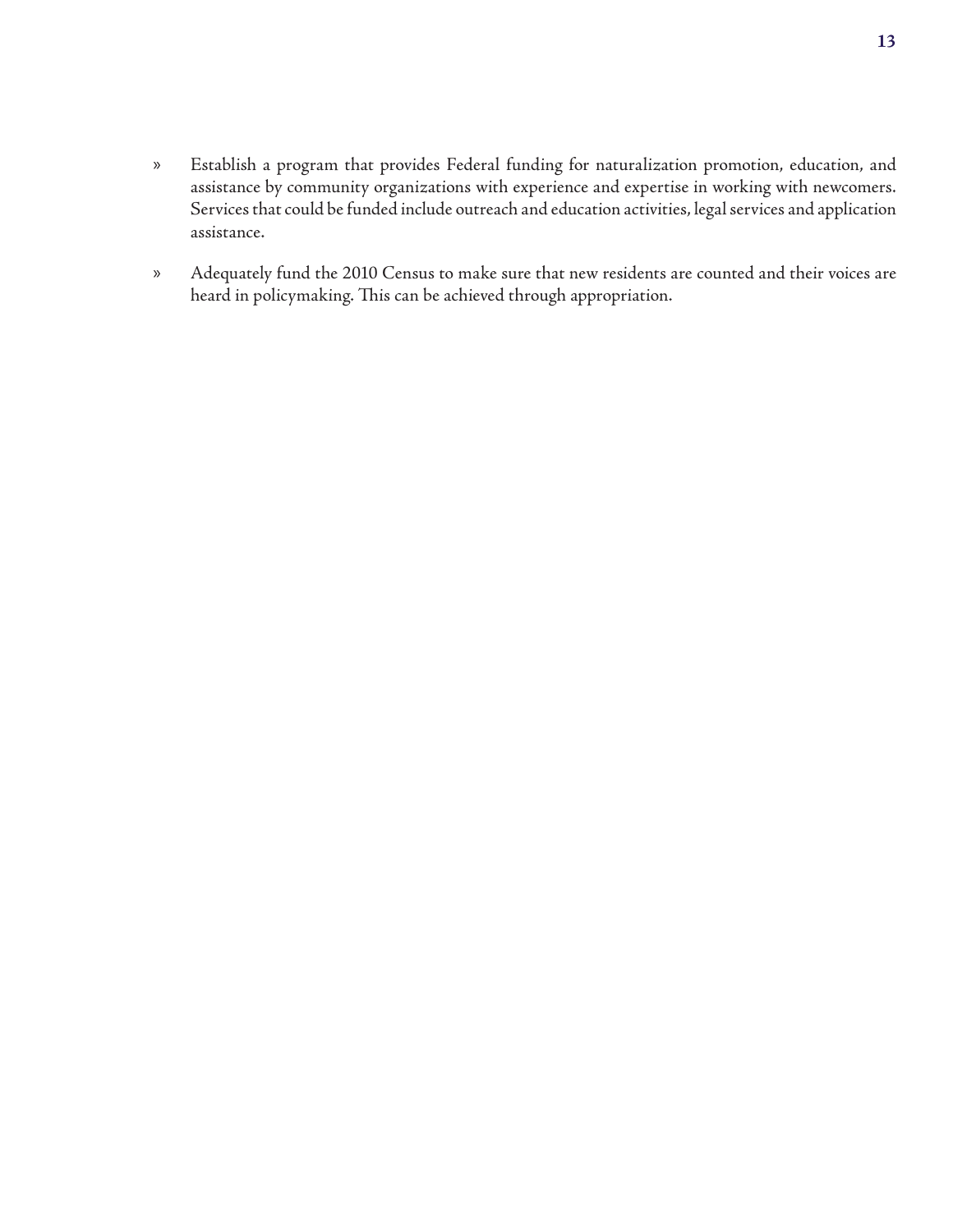- Establish a program that provides Federal funding for naturalization promotion, education, and assistance by community organizations with experience and expertise in working with newcomers. Services that could be funded include outreach and education activities, legal services and application assistance.

- Adequately fund the 2010 Census to make sure that new residents are counted and their voices are heard in policymaking. This can be achieved through appropriation.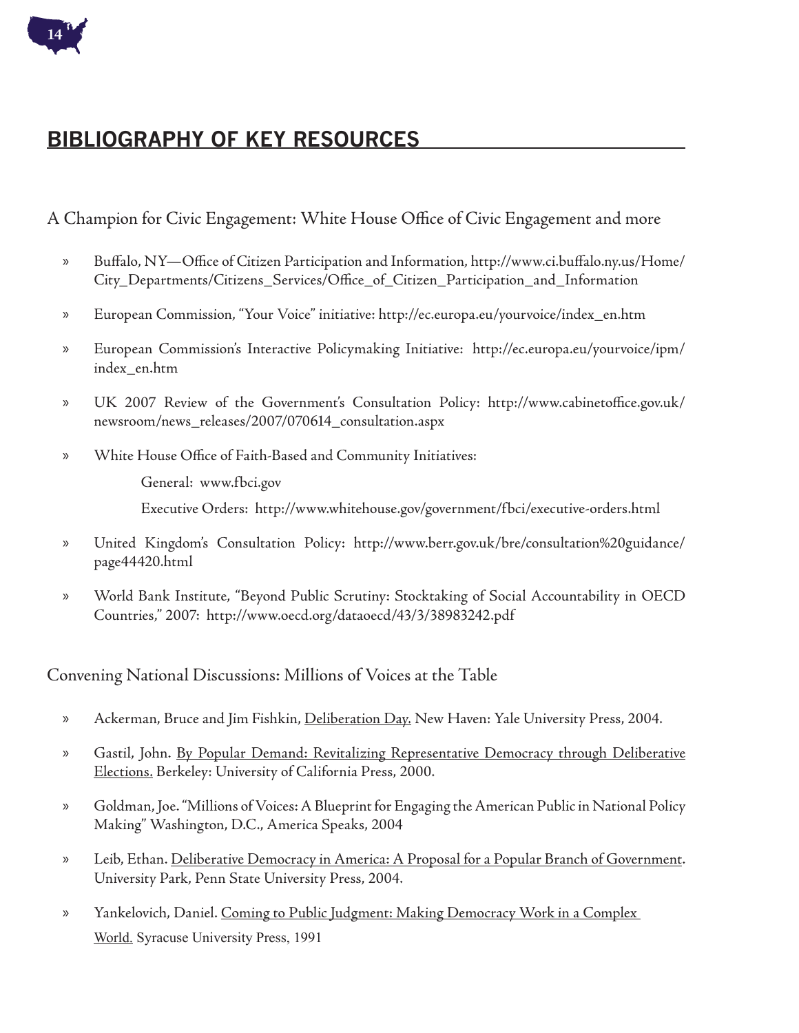## BIBLIOGRAPHY OF KEY RESOURCES

### A Champion for Civic Engagement: White House Office of Civic Engagement and more

- Buffalo, NY—Office of Citizen Participation and Information, http://www.ci.buffalo.ny.us/Home/City_Departments/Citizens_Services/Office_of_Citizen_Participation_and_Information
- European Commission, "Your Voice" initiative: http://ec.europa.eu/yourvoice/index_en.htm
- European Commission's Interactive Policymaking Initiative: http://ec.europa.eu/yourvoice/ipm/index_en.htm
- UK 2007 Review of the Government's Consultation Policy: http://www.cabinetoffice.gov.uk/newsroom/news_releases/2007/070614_consultation.aspx
- White House Office of Faith-Based and Community Initiatives:

  General: www.fbci.gov

  Executive Orders: http://www.whitehouse.gov/government/fbci/executive-orders.html
- United Kingdom's Consultation Policy: http://www.berr.gov.uk/bre/consultation%20guidance/page44420.html
- World Bank Institute, "Beyond Public Scrutiny: Stocktaking of Social Accountability in OECD Countries," 2007: http://www.oecd.org/dataoecd/43/3/38983242.pdf

### Convening National Discussions: Millions of Voices at the Table

- Ackerman, Bruce and Jim Fishkin, Deliberation Day. New Haven: Yale University Press, 2004.
- Gastil, John. By Popular Demand: Revitalizing Representative Democracy through Deliberative Elections. Berkeley: University of California Press, 2000.
- Goldman, Joe. "Millions of Voices: A Blueprint for Engaging the American Public in National Policy Making" Washington, D.C., America Speaks, 2004
- Leib, Ethan. Deliberative Democracy in America: A Proposal for a Popular Branch of Government. University Park, Penn State University Press, 2004.
- Yankelovich, Daniel. Coming to Public Judgment: Making Democracy Work in a Complex World. Syracuse University Press, 1991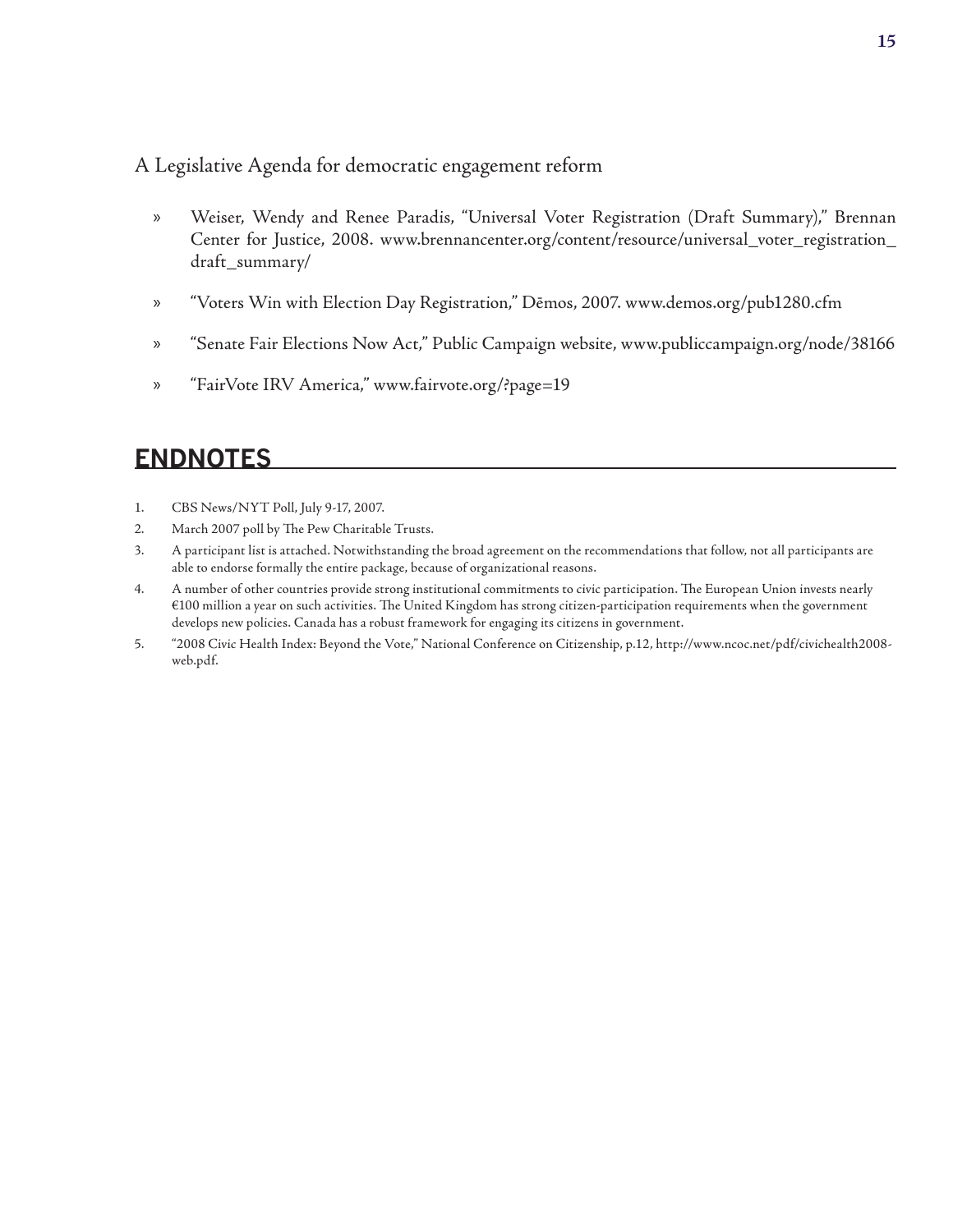A Legislative Agenda for democratic engagement reform

- Weiser, Wendy and Renee Paradis, "Universal Voter Registration (Draft Summary)," Brennan Center for Justice, 2008. www.brennancenter.org/content/resource/universal_voter_registration_draft_summary/
- "Voters Win with Election Day Registration," Dēmos, 2007. www.demos.org/pub1280.cfm
- "Senate Fair Elections Now Act," Public Campaign website, www.publiccampaign.org/node/38166
- "FairVote IRV America," www.fairvote.org/?page=19

## ENDNOTES

1. CBS News/NYT Poll, July 9-17, 2007.
2. March 2007 poll by The Pew Charitable Trusts.
3. A participant list is attached. Notwithstanding the broad agreement on the recommendations that follow, not all participants are able to endorse formally the entire package, because of organizational reasons.
4. A number of other countries provide strong institutional commitments to civic participation. The European Union invests nearly €100 million a year on such activities. The United Kingdom has strong citizen-participation requirements when the government develops new policies. Canada has a robust framework for engaging its citizens in government.
5. "2008 Civic Health Index: Beyond the Vote," National Conference on Citizenship, p.12, http://www.ncoc.net/pdf/civichealth2008-web.pdf.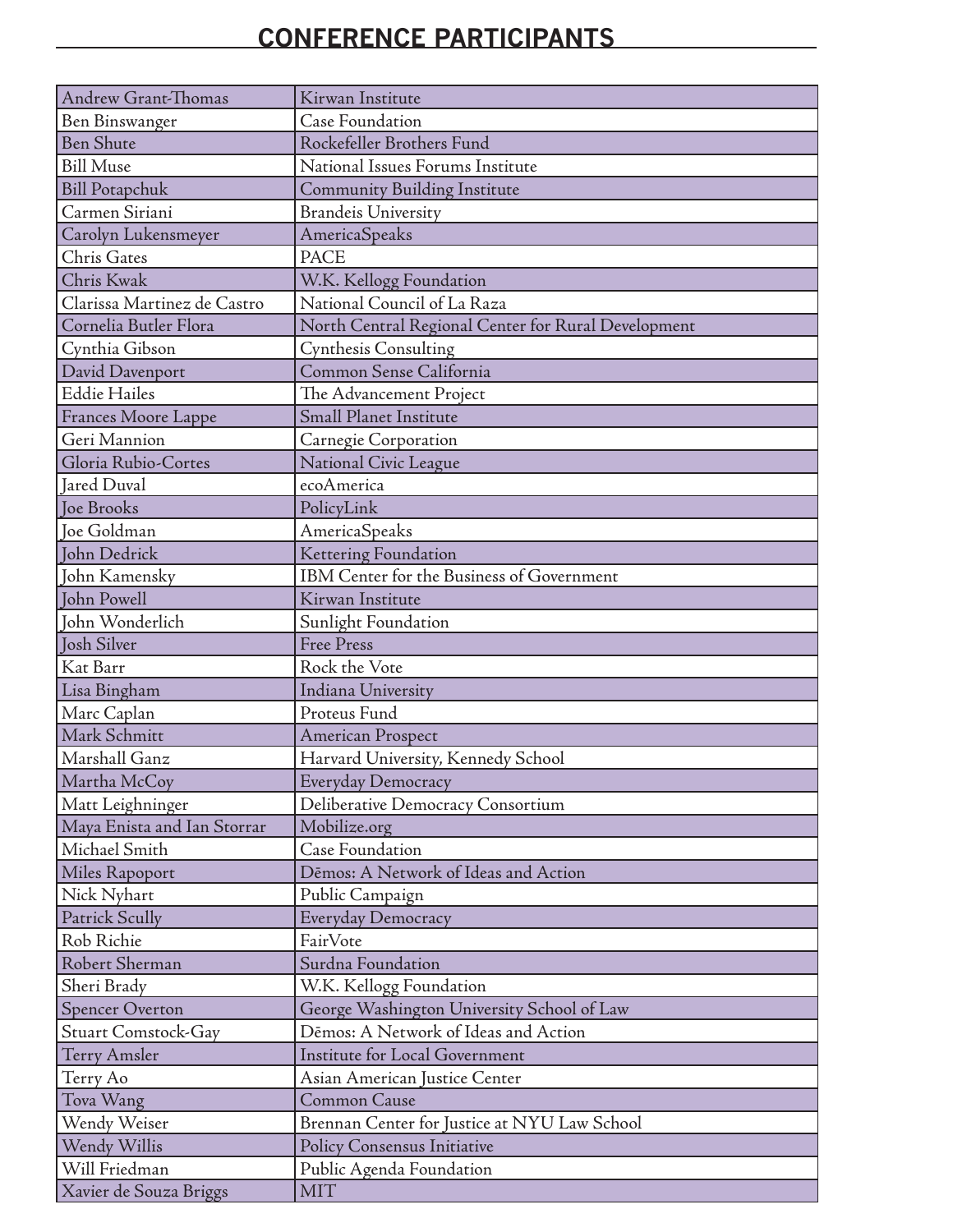## CONFERENCE PARTICIPANTS

| Name | Organization |
|---|---|
| Andrew Grant-Thomas | Kirwan Institute |
| Ben Binswanger | Case Foundation |
| Ben Shute | Rockefeller Brothers Fund |
| Bill Muse | National Issues Forums Institute |
| Bill Potapchuk | Community Building Institute |
| Carmen Siriani | Brandeis University |
| Carolyn Lukensmeyer | AmericaSpeaks |
| Chris Gates | PACE |
| Chris Kwak | W.K. Kellogg Foundation |
| Clarissa Martinez de Castro | National Council of La Raza |
| Cornelia Butler Flora | North Central Regional Center for Rural Development |
| Cynthia Gibson | Cynthesis Consulting |
| David Davenport | Common Sense California |
| Eddie Hailes | The Advancement Project |
| Frances Moore Lappe | Small Planet Institute |
| Geri Mannion | Carnegie Corporation |
| Gloria Rubio-Cortes | National Civic League |
| Jared Duval | ecoAmerica |
| Joe Brooks | PolicyLink |
| Joe Goldman | AmericaSpeaks |
| John Dedrick | Kettering Foundation |
| John Kamensky | IBM Center for the Business of Government |
| John Powell | Kirwan Institute |
| John Wonderlich | Sunlight Foundation |
| Josh Silver | Free Press |
| Kat Barr | Rock the Vote |
| Lisa Bingham | Indiana University |
| Marc Caplan | Proteus Fund |
| Mark Schmitt | American Prospect |
| Marshall Ganz | Harvard University, Kennedy School |
| Martha McCoy | Everyday Democracy |
| Matt Leighninger | Deliberative Democracy Consortium |
| Maya Enista and Ian Storrar | Mobilize.org |
| Michael Smith | Case Foundation |
| Miles Rapoport | Dēmos: A Network of Ideas and Action |
| Nick Nyhart | Public Campaign |
| Patrick Scully | Everyday Democracy |
| Rob Richie | FairVote |
| Robert Sherman | Surdna Foundation |
| Sheri Brady | W.K. Kellogg Foundation |
| Spencer Overton | George Washington University School of Law |
| Stuart Comstock-Gay | Dēmos: A Network of Ideas and Action |
| Terry Amsler | Institute for Local Government |
| Terry Ao | Asian American Justice Center |
| Tova Wang | Common Cause |
| Wendy Weiser | Brennan Center for Justice at NYU Law School |
| Wendy Willis | Policy Consensus Initiative |
| Will Friedman | Public Agenda Foundation |
| Xavier de Souza Briggs | MIT |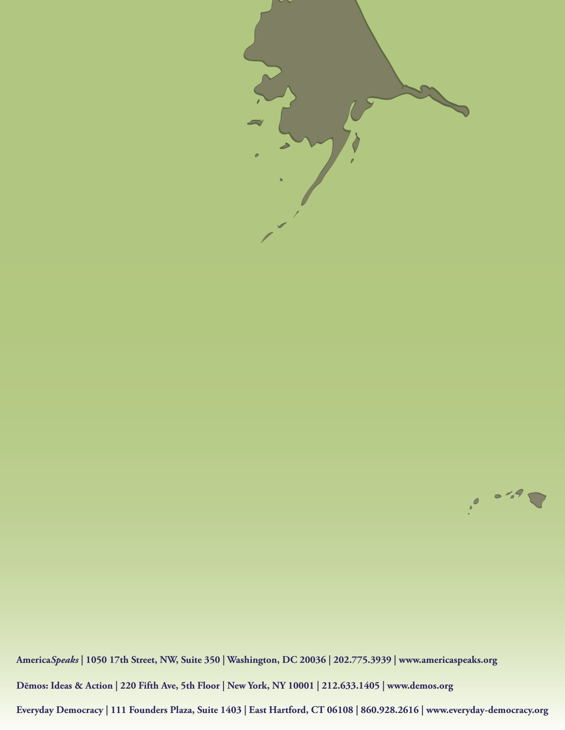America*Speaks* | 1050 17th Street, NW, Suite 350 | Washington, DC 20036 | 202.775.3939 | www.americaspeaks.org

Dēmos: Ideas & Action | 220 Fifth Ave, 5th Floor | New York, NY 10001 | 212.633.1405 | www.demos.org

Everyday Democracy | 111 Founders Plaza, Suite 1403 | East Hartford, CT 06108 | 860.928.2616 | www.everyday-democracy.org